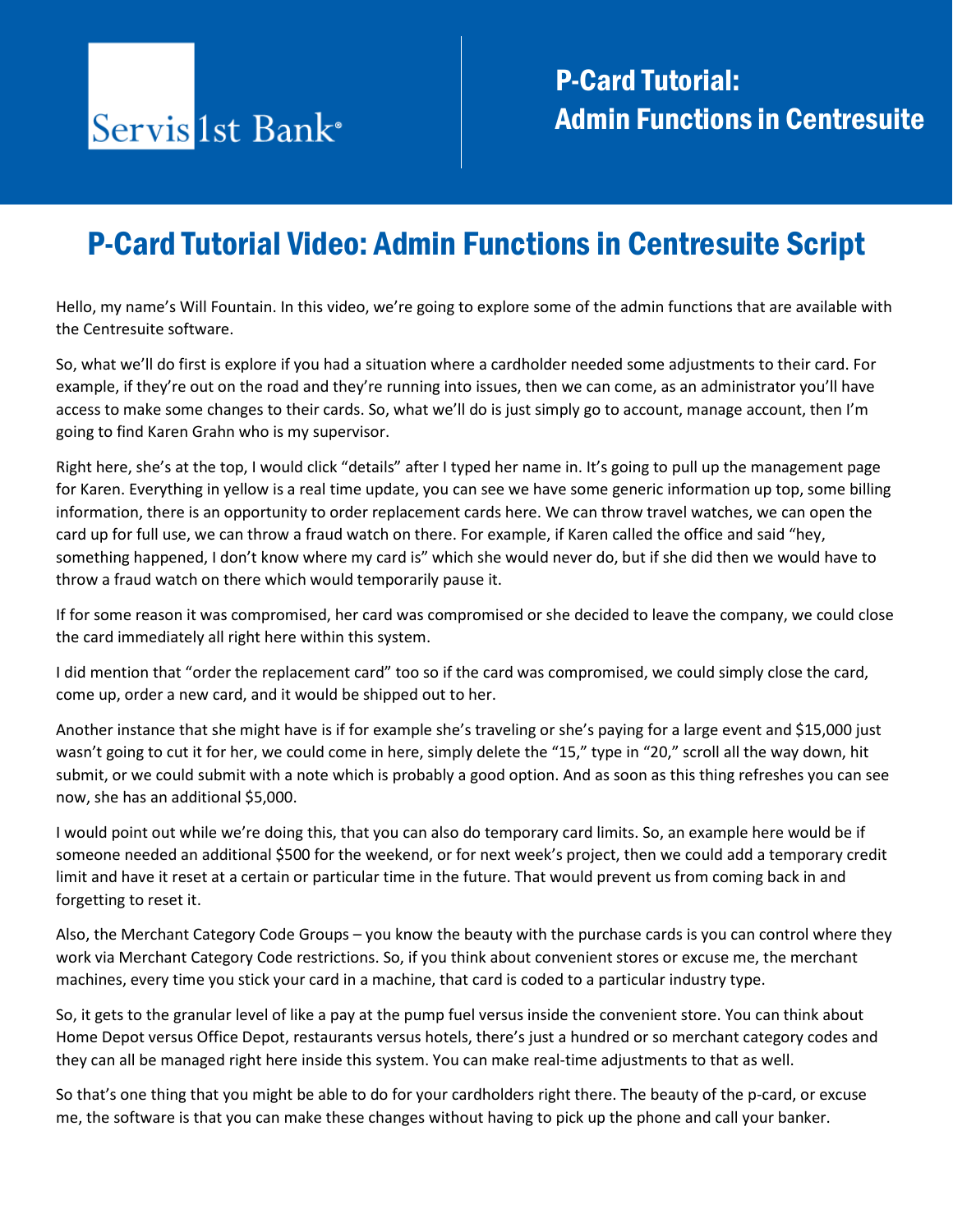Servis 1st Bank®

# P-Card Tutorial: Admin Functions in Centresuite

## P-Card Tutorial Video: Admin Functions in Centresuite Script

Hello, my name's Will Fountain. In this video, we're going to explore some of the admin functions that are available with the Centresuite software.

So, what we'll do first is explore if you had a situation where a cardholder needed some adjustments to their card. For example, if they're out on the road and they're running into issues, then we can come, as an administrator you'll have access to make some changes to their cards. So, what we'll do is just simply go to account, manage account, then I'm going to find Karen Grahn who is my supervisor.

Right here, she's at the top, I would click "details" after I typed her name in. It's going to pull up the management page for Karen. Everything in yellow is a real time update, you can see we have some generic information up top, some billing information, there is an opportunity to order replacement cards here. We can throw travel watches, we can open the card up for full use, we can throw a fraud watch on there. For example, if Karen called the office and said "hey, something happened, I don't know where my card is" which she would never do, but if she did then we would have to throw a fraud watch on there which would temporarily pause it.

If for some reason it was compromised, her card was compromised or she decided to leave the company, we could close the card immediately all right here within this system.

I did mention that "order the replacement card" too so if the card was compromised, we could simply close the card, come up, order a new card, and it would be shipped out to her.

Another instance that she might have is if for example she's traveling or she's paying for a large event and $15,000 just wasn't going to cut it for her, we could come in here, simply delete the "15," type in "20," scroll all the way down, hit submit, or we could submit with a note which is probably a good option. And as soon as this thing refreshes you can see now, she has an additional $5,000.

I would point out while we're doing this, that you can also do temporary card limits. So, an example here would be if someone needed an additional $500 for the weekend, or for next week's project, then we could add a temporary credit limit and have it reset at a certain or particular time in the future. That would prevent us from coming back in and forgetting to reset it.

Also, the Merchant Category Code Groups – you know the beauty with the purchase cards is you can control where they work via Merchant Category Code restrictions. So, if you think about convenient stores or excuse me, the merchant machines, every time you stick your card in a machine, that card is coded to a particular industry type.

So, it gets to the granular level of like a pay at the pump fuel versus inside the convenient store. You can think about Home Depot versus Office Depot, restaurants versus hotels, there's just a hundred or so merchant category codes and they can all be managed right here inside this system. You can make real-time adjustments to that as well.

So that's one thing that you might be able to do for your cardholders right there. The beauty of the p-card, or excuse me, the software is that you can make these changes without having to pick up the phone and call your banker.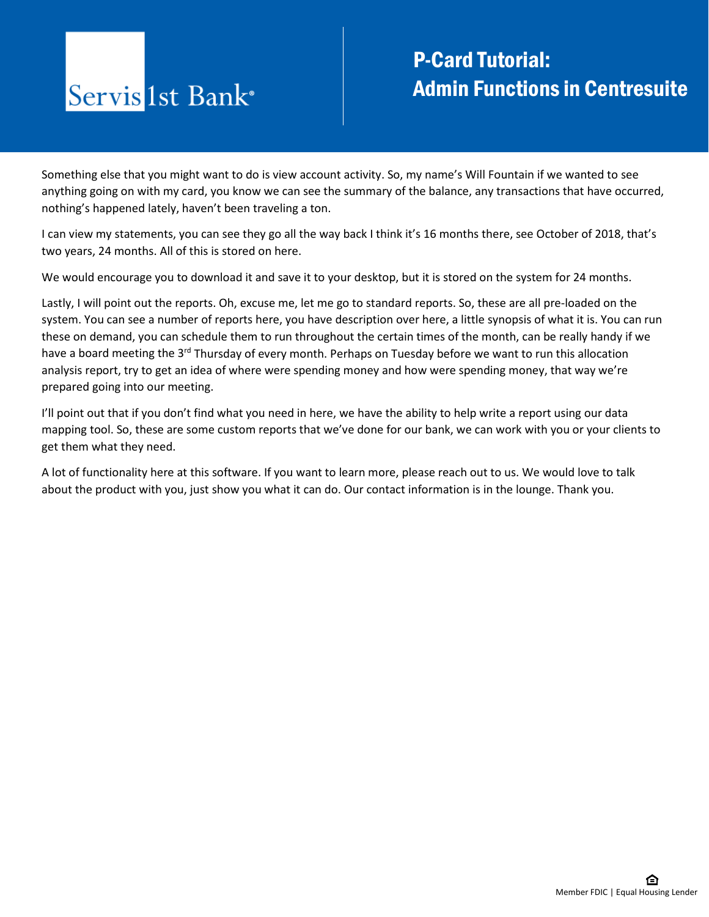# P-Card Tutorial: Admin Functions in Centresuite

Something else that you might want to do is view account activity. So, my name's Will Fountain if we wanted to see anything going on with my card, you know we can see the summary of the balance, any transactions that have occurred, nothing's happened lately, haven't been traveling a ton.

I can view my statements, you can see they go all the way back I think it's 16 months there, see October of 2018, that's two years, 24 months. All of this is stored on here.

We would encourage you to download it and save it to your desktop, but it is stored on the system for 24 months.

Lastly, I will point out the reports. Oh, excuse me, let me go to standard reports. So, these are all pre-loaded on the system. You can see a number of reports here, you have description over here, a little synopsis of what it is. You can run these on demand, you can schedule them to run throughout the certain times of the month, can be really handy if we have a board meeting the 3rd Thursday of every month. Perhaps on Tuesday before we want to run this allocation analysis report, try to get an idea of where were spending money and how were spending money, that way we're prepared going into our meeting.

I'll point out that if you don't find what you need in here, we have the ability to help write a report using our data mapping tool. So, these are some custom reports that we've done for our bank, we can work with you or your clients to get them what they need.

A lot of functionality here at this software. If you want to learn more, please reach out to us. We would love to talk about the product with you, just show you what it can do. Our contact information is in the lounge. Thank you.